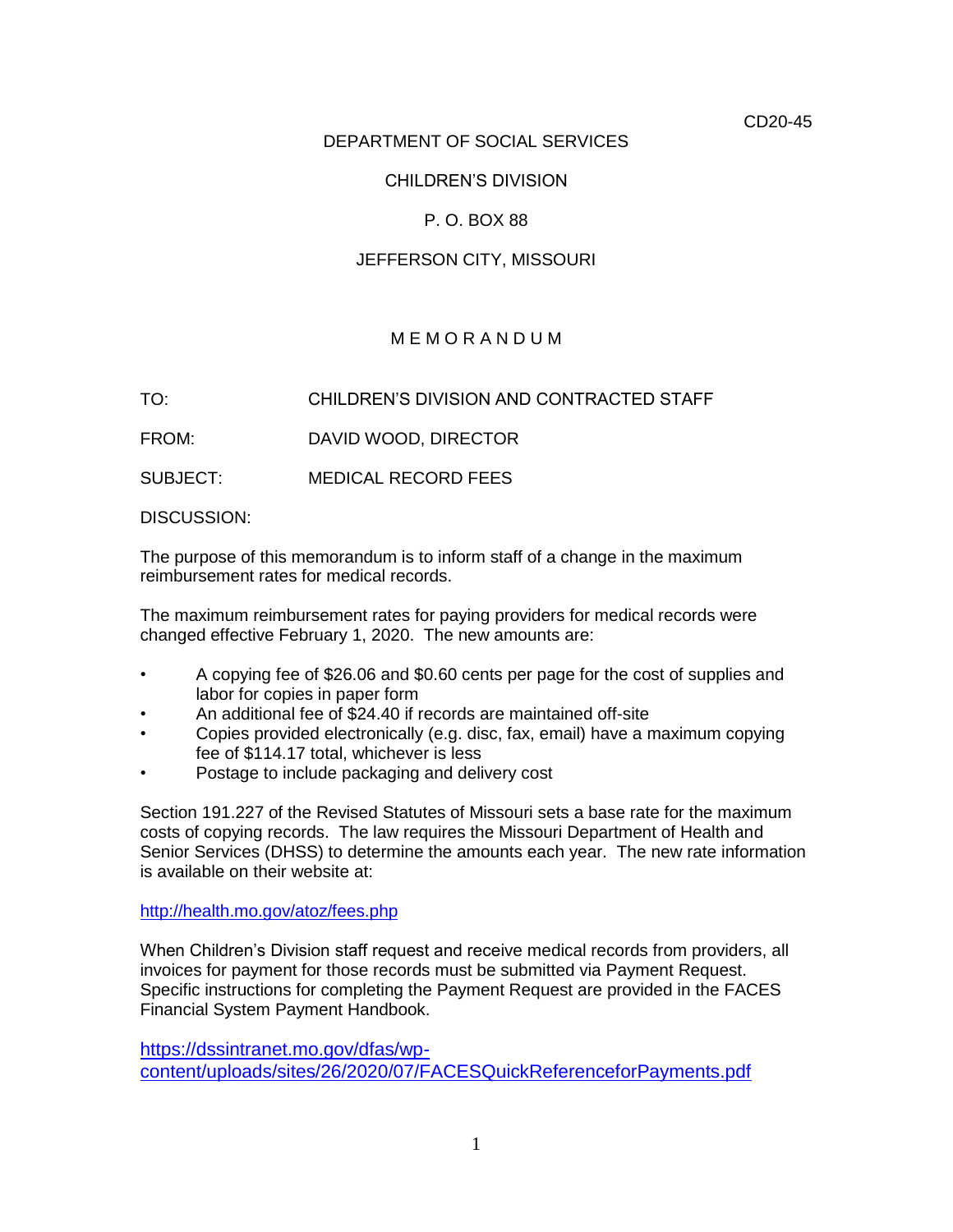CD20-45

DEPARTMENT OF SOCIAL SERVICES

CHILDREN'S DIVISION

P. O. BOX 88

JEFFERSON CITY, MISSOURI

# M E M O R A N D U M

TO: CHILDREN'S DIVISION AND CONTRACTED STAFF

FROM: DAVID WOOD, DIRECTOR

SUBJECT: MEDICAL RECORD FEES

DISCUSSION:

The purpose of this memorandum is to inform staff of a change in the maximum reimbursement rates for medical records.

The maximum reimbursement rates for paying providers for medical records were changed effective February 1, 2020. The new amounts are:

- A copying fee of $26.06 and $0.60 cents per page for the cost of supplies and labor for copies in paper form
- An additional fee of $24.40 if records are maintained off-site
- Copies provided electronically (e.g. disc, fax, email) have a maximum copying fee of $114.17 total, whichever is less
- Postage to include packaging and delivery cost

Section 191.227 of the Revised Statutes of Missouri sets a base rate for the maximum costs of copying records. The law requires the Missouri Department of Health and Senior Services (DHSS) to determine the amounts each year. The new rate information is available on their website at:

http://health.mo.gov/atoz/fees.php

When Children's Division staff request and receive medical records from providers, all invoices for payment for those records must be submitted via Payment Request. Specific instructions for completing the Payment Request are provided in the FACES Financial System Payment Handbook.

https://dssintranet.mo.gov/dfas/wp-content/uploads/sites/26/2020/07/FACESQuickReferenceforPayments.pdf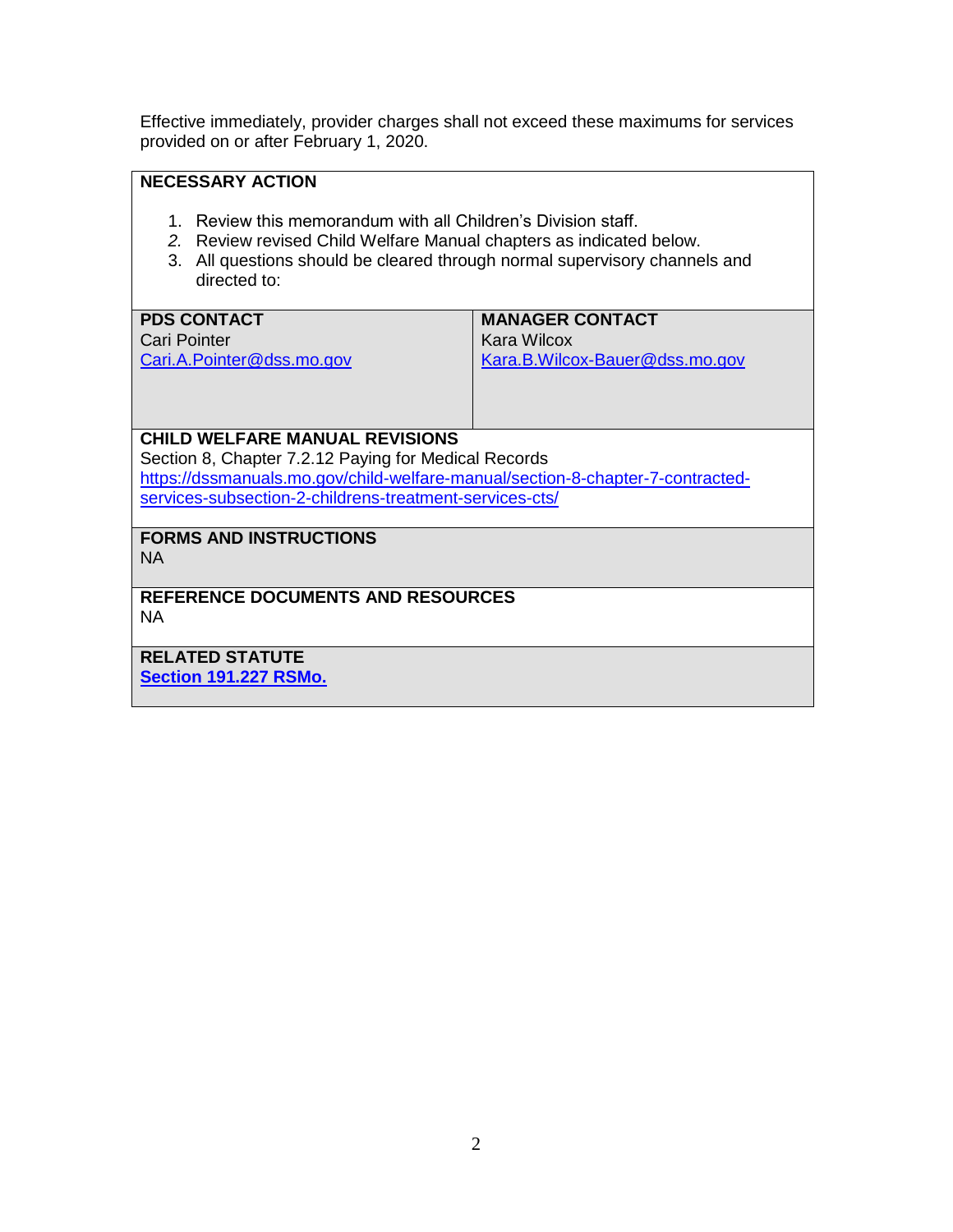Effective immediately, provider charges shall not exceed these maximums for services provided on or after February 1, 2020.

**NECESSARY ACTION**

1. Review this memorandum with all Children's Division staff.
2. Review revised Child Welfare Manual chapters as indicated below.
3. All questions should be cleared through normal supervisory channels and directed to:

| **PDS CONTACT** | **MANAGER CONTACT** |
|---|---|
| Cari Pointer<br>Cari.A.Pointer@dss.mo.gov | Kara Wilcox<br>Kara.B.Wilcox-Bauer@dss.mo.gov |

**CHILD WELFARE MANUAL REVISIONS**
Section 8, Chapter 7.2.12 Paying for Medical Records
https://dssmanuals.mo.gov/child-welfare-manual/section-8-chapter-7-contracted-services-subsection-2-childrens-treatment-services-cts/

**FORMS AND INSTRUCTIONS**
NA

**REFERENCE DOCUMENTS AND RESOURCES**
NA

**RELATED STATUTE**
**Section 191.227 RSMo.**